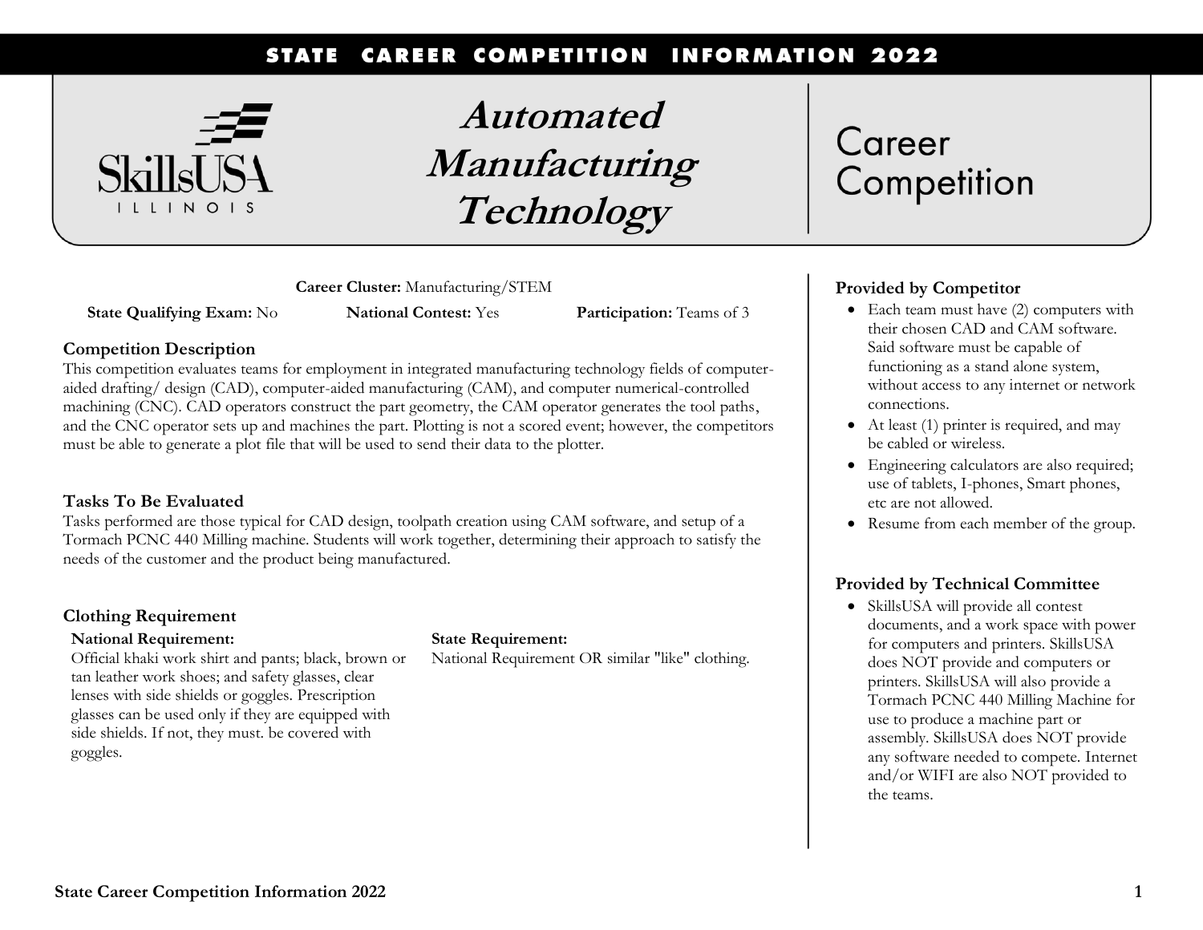# Automated Manufacturing Technology

## Career Competition

**Career Cluster:** Manufacturing/STEM

**State Qualifying Exam:** No **National Contest:** Yes **Participation:** Teams of 3

### Competition Description

This competition evaluates teams for employment in integrated manufacturing technology fields of computer-aided drafting/ design (CAD), computer-aided manufacturing (CAM), and computer numerical-controlled machining (CNC). CAD operators construct the part geometry, the CAM operator generates the tool paths, and the CNC operator sets up and machines the part. Plotting is not a scored event; however, the competitors must be able to generate a plot file that will be used to send their data to the plotter.

### Tasks To Be Evaluated

Tasks performed are those typical for CAD design, toolpath creation using CAM software, and setup of a Tormach PCNC 440 Milling machine. Students will work together, determining their approach to satisfy the needs of the customer and the product being manufactured.

### Clothing Requirement

**National Requirement:**
Official khaki work shirt and pants; black, brown or tan leather work shoes; and safety glasses, clear lenses with side shields or goggles. Prescription glasses can be used only if they are equipped with side shields. If not, they must. be covered with goggles.

**State Requirement:**
National Requirement OR similar "like" clothing.

### Provided by Competitor

- Each team must have (2) computers with their chosen CAD and CAM software. Said software must be capable of functioning as a stand alone system, without access to any internet or network connections.
- At least (1) printer is required, and may be cabled or wireless.
- Engineering calculators are also required; use of tablets, I-phones, Smart phones, etc are not allowed.
- Resume from each member of the group.

### Provided by Technical Committee

- SkillsUSA will provide all contest documents, and a work space with power for computers and printers. SkillsUSA does NOT provide and computers or printers. SkillsUSA will also provide a Tormach PCNC 440 Milling Machine for use to produce a machine part or assembly. SkillsUSA does NOT provide any software needed to compete. Internet and/or WIFI are also NOT provided to the teams.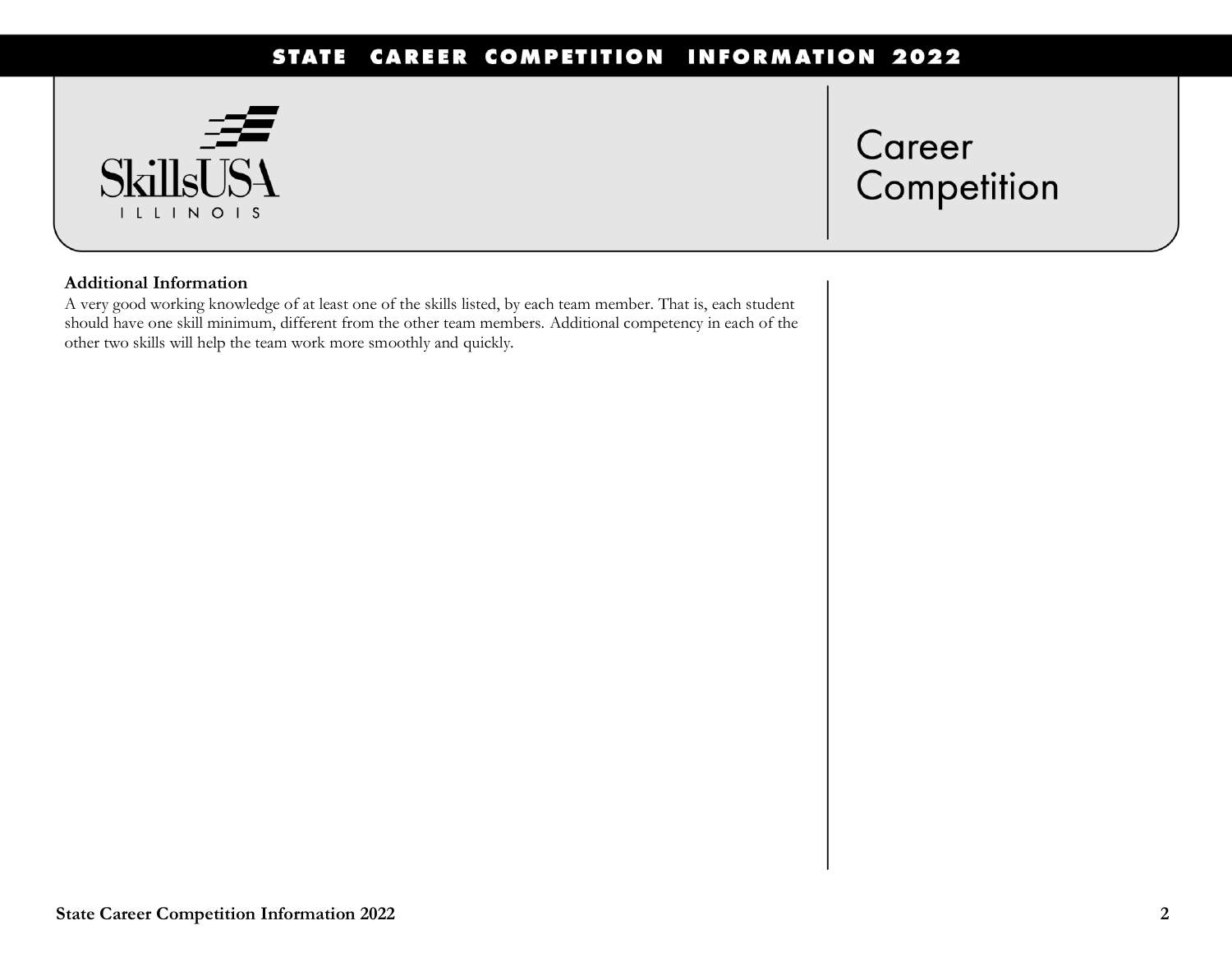**Additional Information**

A very good working knowledge of at least one of the skills listed, by each team member. That is, each student should have one skill minimum, different from the other team members. Additional competency in each of the other two skills will help the team work more smoothly and quickly.